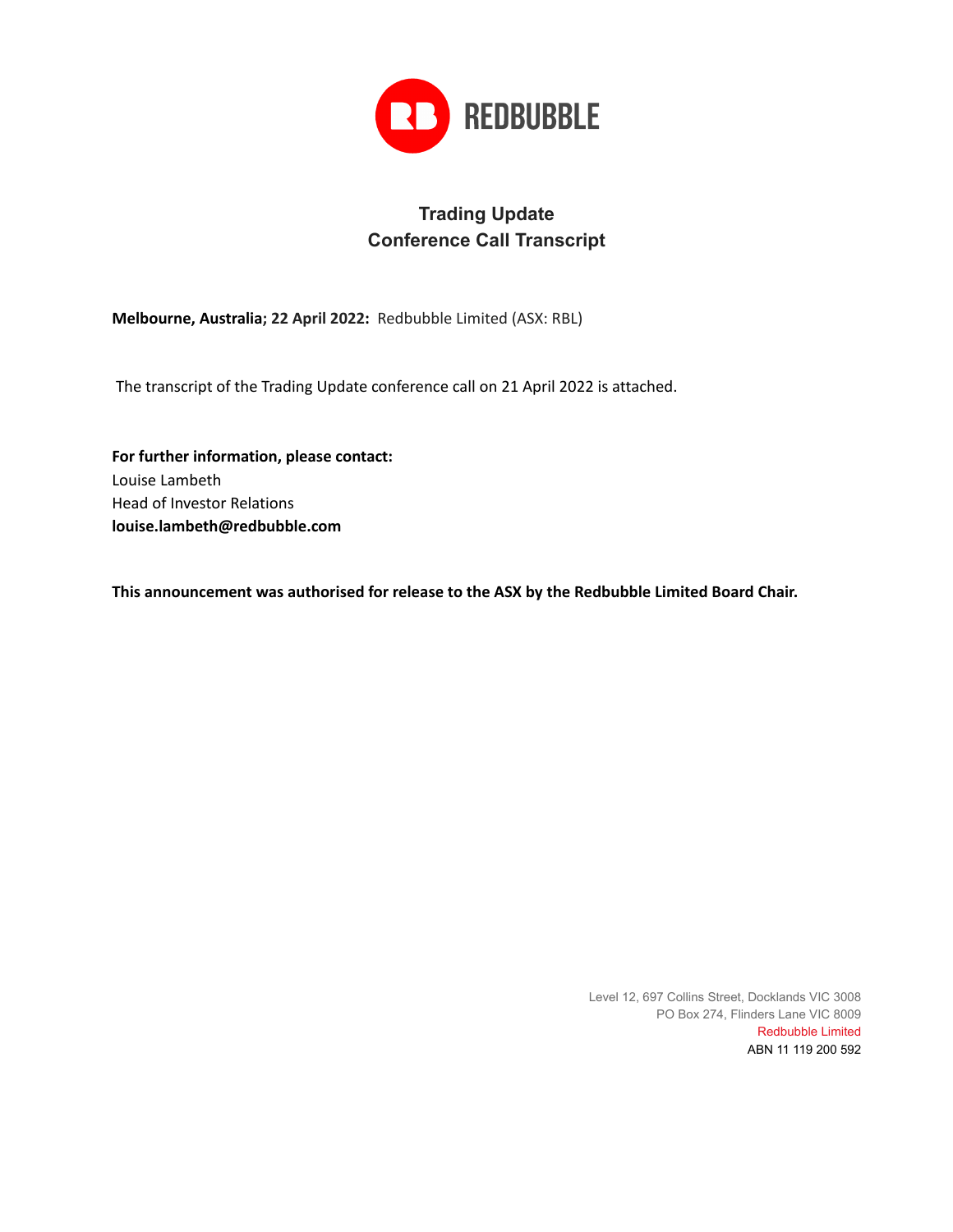REDBUBBLE

# Trading Update
# Conference Call Transcript

**Melbourne, Australia; 22 April 2022:** Redbubble Limited (ASX: RBL)

The transcript of the Trading Update conference call on 21 April 2022 is attached.

**For further information, please contact:**
Louise Lambeth
Head of Investor Relations
**louise.lambeth@redbubble.com**

**This announcement was authorised for release to the ASX by the Redbubble Limited Board Chair.**

Level 12, 697 Collins Street, Docklands VIC 3008
PO Box 274, Flinders Lane VIC 8009
Redbubble Limited
ABN 11 119 200 592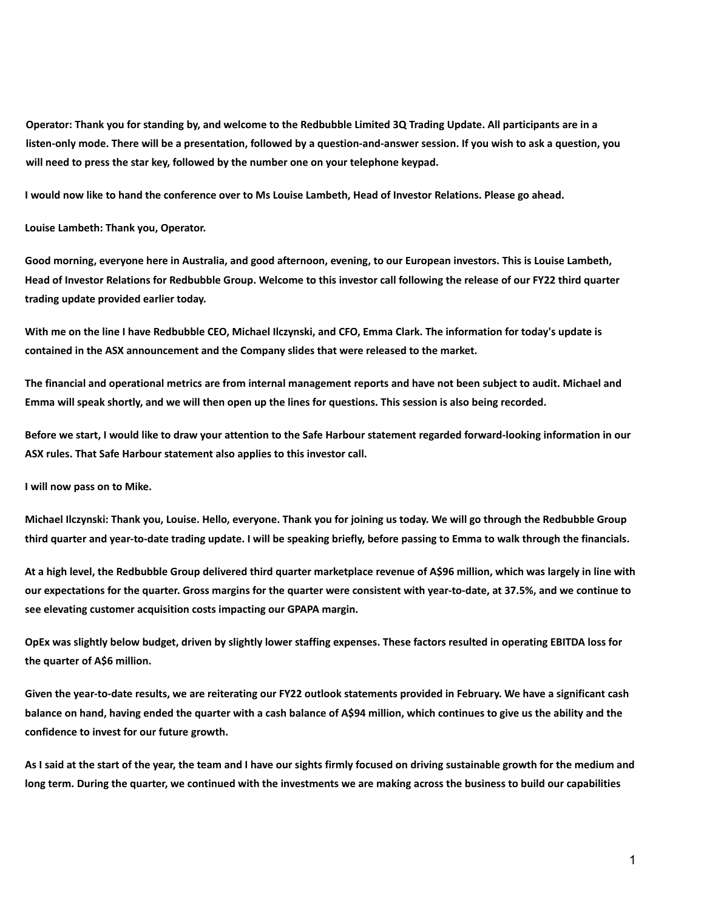**Operator: Thank you for standing by, and welcome to the Redbubble Limited 3Q Trading Update. All participants are in a listen-only mode. There will be a presentation, followed by a question-and-answer session. If you wish to ask a question, you will need to press the star key, followed by the number one on your telephone keypad.**

**I would now like to hand the conference over to Ms Louise Lambeth, Head of Investor Relations. Please go ahead.**

**Louise Lambeth: Thank you, Operator.**

**Good morning, everyone here in Australia, and good afternoon, evening, to our European investors. This is Louise Lambeth, Head of Investor Relations for Redbubble Group. Welcome to this investor call following the release of our FY22 third quarter trading update provided earlier today.**

**With me on the line I have Redbubble CEO, Michael Ilczynski, and CFO, Emma Clark. The information for today's update is contained in the ASX announcement and the Company slides that were released to the market.**

**The financial and operational metrics are from internal management reports and have not been subject to audit. Michael and Emma will speak shortly, and we will then open up the lines for questions. This session is also being recorded.**

**Before we start, I would like to draw your attention to the Safe Harbour statement regarded forward-looking information in our ASX rules. That Safe Harbour statement also applies to this investor call.**

**I will now pass on to Mike.**

**Michael Ilczynski: Thank you, Louise. Hello, everyone. Thank you for joining us today. We will go through the Redbubble Group third quarter and year-to-date trading update. I will be speaking briefly, before passing to Emma to walk through the financials.**

**At a high level, the Redbubble Group delivered third quarter marketplace revenue of A$96 million, which was largely in line with our expectations for the quarter. Gross margins for the quarter were consistent with year-to-date, at 37.5%, and we continue to see elevating customer acquisition costs impacting our GPAPA margin.**

**OpEx was slightly below budget, driven by slightly lower staffing expenses. These factors resulted in operating EBITDA loss for the quarter of A$6 million.**

**Given the year-to-date results, we are reiterating our FY22 outlook statements provided in February. We have a significant cash balance on hand, having ended the quarter with a cash balance of A$94 million, which continues to give us the ability and the confidence to invest for our future growth.**

**As I said at the start of the year, the team and I have our sights firmly focused on driving sustainable growth for the medium and long term. During the quarter, we continued with the investments we are making across the business to build our capabilities**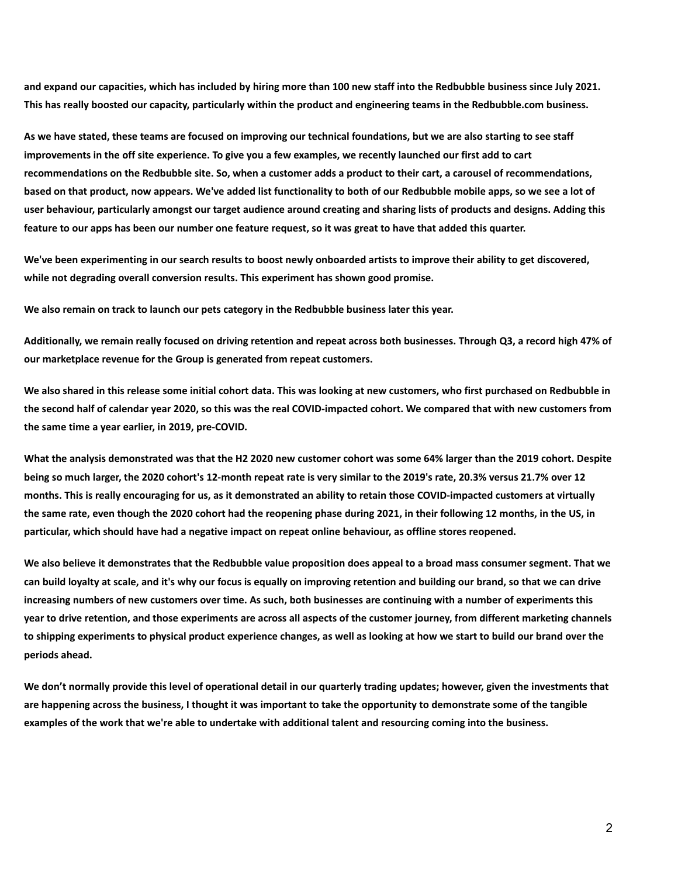**and expand our capacities, which has included by hiring more than 100 new staff into the Redbubble business since July 2021. This has really boosted our capacity, particularly within the product and engineering teams in the Redbubble.com business.**

**As we have stated, these teams are focused on improving our technical foundations, but we are also starting to see staff improvements in the off site experience. To give you a few examples, we recently launched our first add to cart recommendations on the Redbubble site. So, when a customer adds a product to their cart, a carousel of recommendations, based on that product, now appears. We've added list functionality to both of our Redbubble mobile apps, so we see a lot of user behaviour, particularly amongst our target audience around creating and sharing lists of products and designs. Adding this feature to our apps has been our number one feature request, so it was great to have that added this quarter.**

**We've been experimenting in our search results to boost newly onboarded artists to improve their ability to get discovered, while not degrading overall conversion results. This experiment has shown good promise.**

**We also remain on track to launch our pets category in the Redbubble business later this year.**

**Additionally, we remain really focused on driving retention and repeat across both businesses. Through Q3, a record high 47% of our marketplace revenue for the Group is generated from repeat customers.**

**We also shared in this release some initial cohort data. This was looking at new customers, who first purchased on Redbubble in the second half of calendar year 2020, so this was the real COVID-impacted cohort. We compared that with new customers from the same time a year earlier, in 2019, pre-COVID.**

**What the analysis demonstrated was that the H2 2020 new customer cohort was some 64% larger than the 2019 cohort. Despite being so much larger, the 2020 cohort's 12-month repeat rate is very similar to the 2019's rate, 20.3% versus 21.7% over 12 months. This is really encouraging for us, as it demonstrated an ability to retain those COVID-impacted customers at virtually the same rate, even though the 2020 cohort had the reopening phase during 2021, in their following 12 months, in the US, in particular, which should have had a negative impact on repeat online behaviour, as offline stores reopened.**

**We also believe it demonstrates that the Redbubble value proposition does appeal to a broad mass consumer segment. That we can build loyalty at scale, and it's why our focus is equally on improving retention and building our brand, so that we can drive increasing numbers of new customers over time. As such, both businesses are continuing with a number of experiments this year to drive retention, and those experiments are across all aspects of the customer journey, from different marketing channels to shipping experiments to physical product experience changes, as well as looking at how we start to build our brand over the periods ahead.**

**We don't normally provide this level of operational detail in our quarterly trading updates; however, given the investments that are happening across the business, I thought it was important to take the opportunity to demonstrate some of the tangible examples of the work that we're able to undertake with additional talent and resourcing coming into the business.**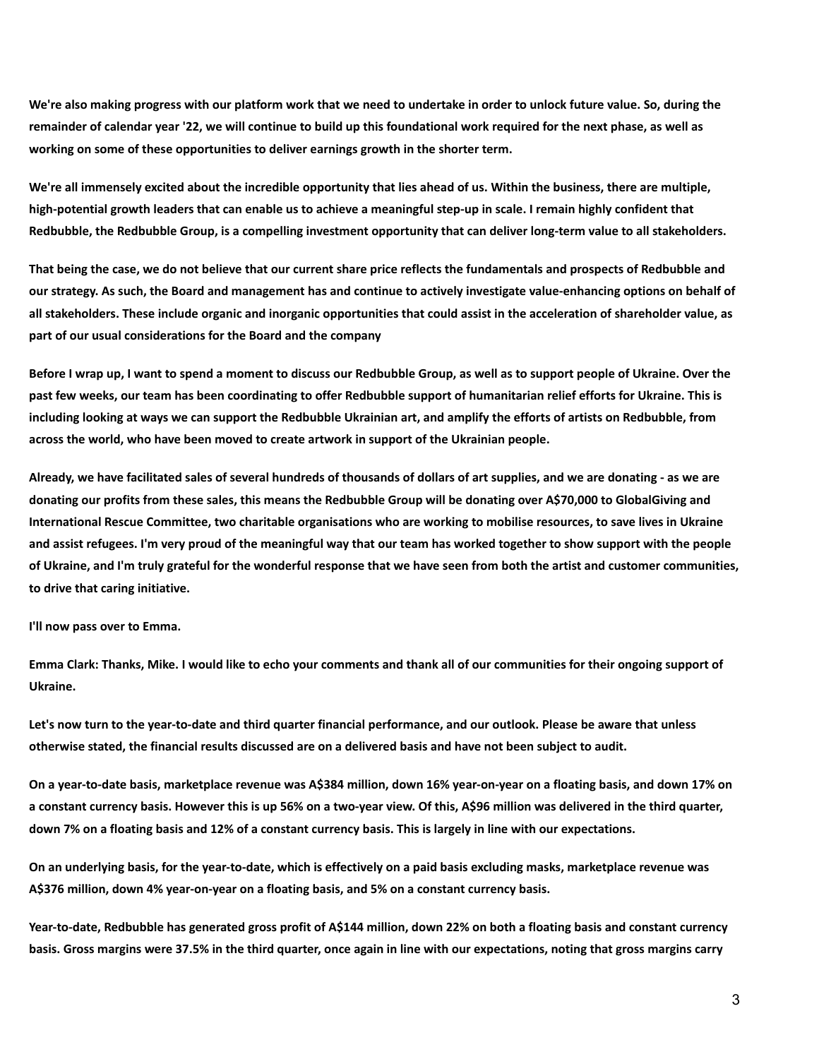We're also making progress with our platform work that we need to undertake in order to unlock future value. So, during the remainder of calendar year '22, we will continue to build up this foundational work required for the next phase, as well as working on some of these opportunities to deliver earnings growth in the shorter term.

We're all immensely excited about the incredible opportunity that lies ahead of us. Within the business, there are multiple, high-potential growth leaders that can enable us to achieve a meaningful step-up in scale. I remain highly confident that Redbubble, the Redbubble Group, is a compelling investment opportunity that can deliver long-term value to all stakeholders.

That being the case, we do not believe that our current share price reflects the fundamentals and prospects of Redbubble and our strategy. As such, the Board and management has and continue to actively investigate value-enhancing options on behalf of all stakeholders. These include organic and inorganic opportunities that could assist in the acceleration of shareholder value, as part of our usual considerations for the Board and the company

Before I wrap up, I want to spend a moment to discuss our Redbubble Group, as well as to support people of Ukraine. Over the past few weeks, our team has been coordinating to offer Redbubble support of humanitarian relief efforts for Ukraine. This is including looking at ways we can support the Redbubble Ukrainian art, and amplify the efforts of artists on Redbubble, from across the world, who have been moved to create artwork in support of the Ukrainian people.

Already, we have facilitated sales of several hundreds of thousands of dollars of art supplies, and we are donating - as we are donating our profits from these sales, this means the Redbubble Group will be donating over A$70,000 to GlobalGiving and International Rescue Committee, two charitable organisations who are working to mobilise resources, to save lives in Ukraine and assist refugees. I'm very proud of the meaningful way that our team has worked together to show support with the people of Ukraine, and I'm truly grateful for the wonderful response that we have seen from both the artist and customer communities, to drive that caring initiative.

I'll now pass over to Emma.

Emma Clark: Thanks, Mike. I would like to echo your comments and thank all of our communities for their ongoing support of Ukraine.

Let's now turn to the year-to-date and third quarter financial performance, and our outlook. Please be aware that unless otherwise stated, the financial results discussed are on a delivered basis and have not been subject to audit.

On a year-to-date basis, marketplace revenue was A$384 million, down 16% year-on-year on a floating basis, and down 17% on a constant currency basis. However this is up 56% on a two-year view. Of this, A$96 million was delivered in the third quarter, down 7% on a floating basis and 12% of a constant currency basis. This is largely in line with our expectations.

On an underlying basis, for the year-to-date, which is effectively on a paid basis excluding masks, marketplace revenue was A$376 million, down 4% year-on-year on a floating basis, and 5% on a constant currency basis.

Year-to-date, Redbubble has generated gross profit of A$144 million, down 22% on both a floating basis and constant currency basis. Gross margins were 37.5% in the third quarter, once again in line with our expectations, noting that gross margins carry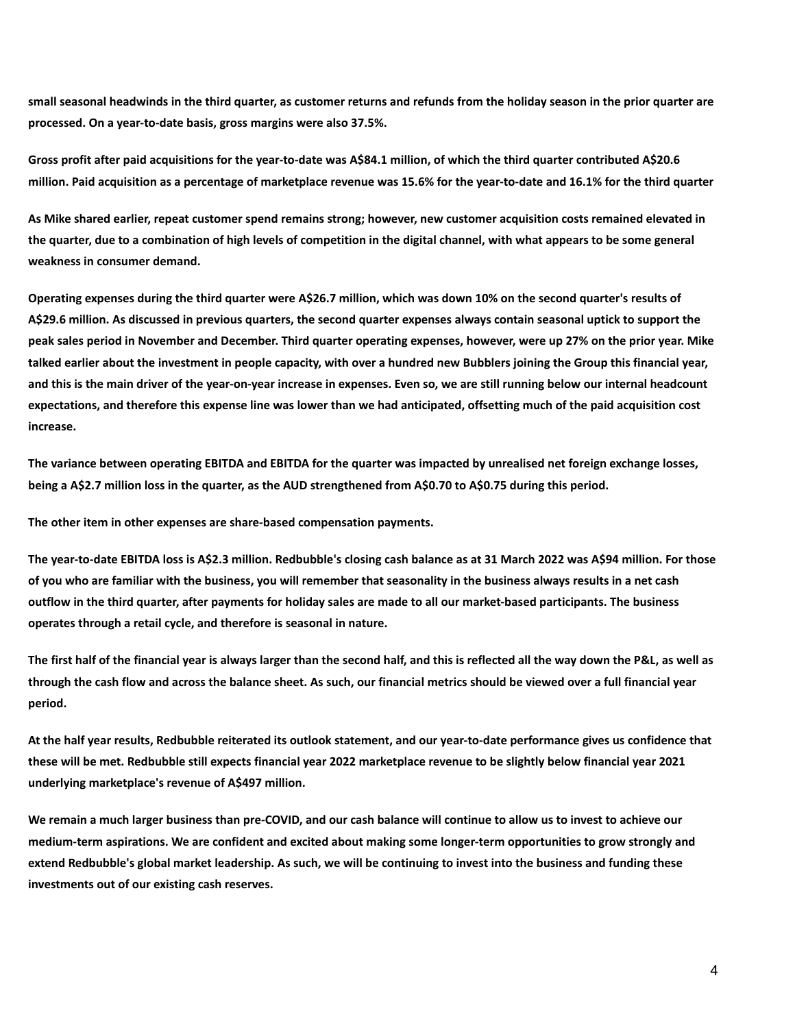**small seasonal headwinds in the third quarter, as customer returns and refunds from the holiday season in the prior quarter are processed. On a year-to-date basis, gross margins were also 37.5%.**

**Gross profit after paid acquisitions for the year-to-date was A$84.1 million, of which the third quarter contributed A$20.6 million. Paid acquisition as a percentage of marketplace revenue was 15.6% for the year-to-date and 16.1% for the third quarter**

**As Mike shared earlier, repeat customer spend remains strong; however, new customer acquisition costs remained elevated in the quarter, due to a combination of high levels of competition in the digital channel, with what appears to be some general weakness in consumer demand.**

**Operating expenses during the third quarter were A$26.7 million, which was down 10% on the second quarter's results of A$29.6 million. As discussed in previous quarters, the second quarter expenses always contain seasonal uptick to support the peak sales period in November and December. Third quarter operating expenses, however, were up 27% on the prior year. Mike talked earlier about the investment in people capacity, with over a hundred new Bubblers joining the Group this financial year, and this is the main driver of the year-on-year increase in expenses. Even so, we are still running below our internal headcount expectations, and therefore this expense line was lower than we had anticipated, offsetting much of the paid acquisition cost increase.**

**The variance between operating EBITDA and EBITDA for the quarter was impacted by unrealised net foreign exchange losses, being a A$2.7 million loss in the quarter, as the AUD strengthened from A$0.70 to A$0.75 during this period.**

**The other item in other expenses are share-based compensation payments.**

**The year-to-date EBITDA loss is A$2.3 million. Redbubble's closing cash balance as at 31 March 2022 was A$94 million. For those of you who are familiar with the business, you will remember that seasonality in the business always results in a net cash outflow in the third quarter, after payments for holiday sales are made to all our market-based participants. The business operates through a retail cycle, and therefore is seasonal in nature.**

**The first half of the financial year is always larger than the second half, and this is reflected all the way down the P&L, as well as through the cash flow and across the balance sheet. As such, our financial metrics should be viewed over a full financial year period.**

**At the half year results, Redbubble reiterated its outlook statement, and our year-to-date performance gives us confidence that these will be met. Redbubble still expects financial year 2022 marketplace revenue to be slightly below financial year 2021 underlying marketplace's revenue of A$497 million.**

**We remain a much larger business than pre-COVID, and our cash balance will continue to allow us to invest to achieve our medium-term aspirations. We are confident and excited about making some longer-term opportunities to grow strongly and extend Redbubble's global market leadership. As such, we will be continuing to invest into the business and funding these investments out of our existing cash reserves.**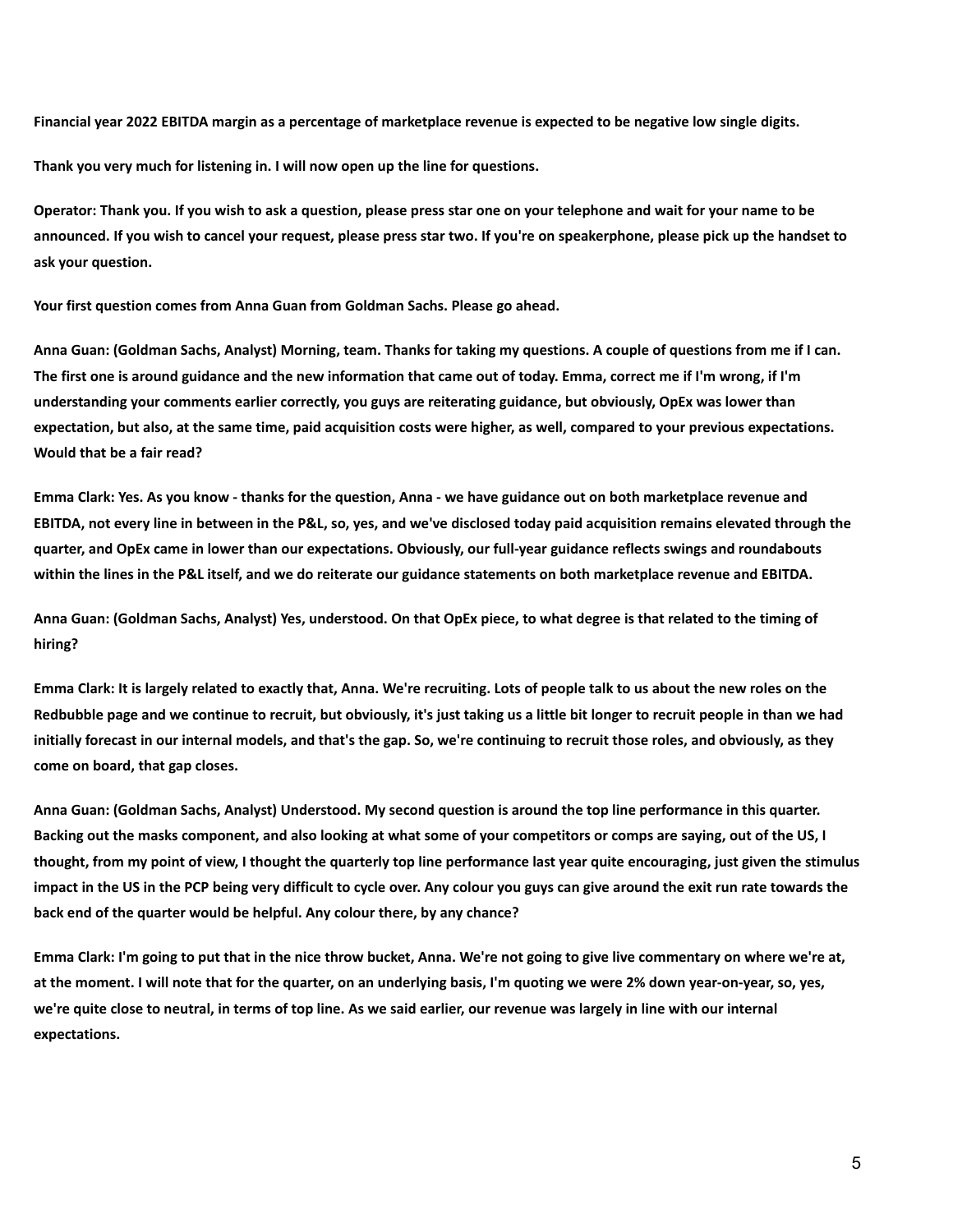**Financial year 2022 EBITDA margin as a percentage of marketplace revenue is expected to be negative low single digits.**

**Thank you very much for listening in. I will now open up the line for questions.**

**Operator: Thank you. If you wish to ask a question, please press star one on your telephone and wait for your name to be announced. If you wish to cancel your request, please press star two. If you're on speakerphone, please pick up the handset to ask your question.**

**Your first question comes from Anna Guan from Goldman Sachs. Please go ahead.**

**Anna Guan: (Goldman Sachs, Analyst) Morning, team. Thanks for taking my questions. A couple of questions from me if I can. The first one is around guidance and the new information that came out of today. Emma, correct me if I'm wrong, if I'm understanding your comments earlier correctly, you guys are reiterating guidance, but obviously, OpEx was lower than expectation, but also, at the same time, paid acquisition costs were higher, as well, compared to your previous expectations. Would that be a fair read?**

**Emma Clark: Yes. As you know - thanks for the question, Anna - we have guidance out on both marketplace revenue and EBITDA, not every line in between in the P&L, so, yes, and we've disclosed today paid acquisition remains elevated through the quarter, and OpEx came in lower than our expectations. Obviously, our full-year guidance reflects swings and roundabouts within the lines in the P&L itself, and we do reiterate our guidance statements on both marketplace revenue and EBITDA.**

**Anna Guan: (Goldman Sachs, Analyst) Yes, understood. On that OpEx piece, to what degree is that related to the timing of hiring?**

**Emma Clark: It is largely related to exactly that, Anna. We're recruiting. Lots of people talk to us about the new roles on the Redbubble page and we continue to recruit, but obviously, it's just taking us a little bit longer to recruit people in than we had initially forecast in our internal models, and that's the gap. So, we're continuing to recruit those roles, and obviously, as they come on board, that gap closes.**

**Anna Guan: (Goldman Sachs, Analyst) Understood. My second question is around the top line performance in this quarter. Backing out the masks component, and also looking at what some of your competitors or comps are saying, out of the US, I thought, from my point of view, I thought the quarterly top line performance last year quite encouraging, just given the stimulus impact in the US in the PCP being very difficult to cycle over. Any colour you guys can give around the exit run rate towards the back end of the quarter would be helpful. Any colour there, by any chance?**

**Emma Clark: I'm going to put that in the nice throw bucket, Anna. We're not going to give live commentary on where we're at, at the moment. I will note that for the quarter, on an underlying basis, I'm quoting we were 2% down year-on-year, so, yes, we're quite close to neutral, in terms of top line. As we said earlier, our revenue was largely in line with our internal expectations.**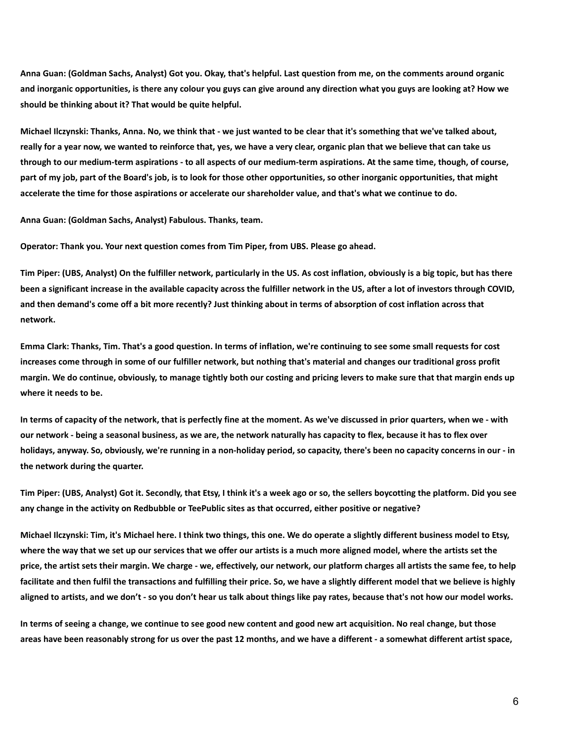**Anna Guan: (Goldman Sachs, Analyst) Got you. Okay, that's helpful. Last question from me, on the comments around organic and inorganic opportunities, is there any colour you guys can give around any direction what you guys are looking at? How we should be thinking about it? That would be quite helpful.**

**Michael Ilczynski: Thanks, Anna. No, we think that - we just wanted to be clear that it's something that we've talked about, really for a year now, we wanted to reinforce that, yes, we have a very clear, organic plan that we believe that can take us through to our medium-term aspirations - to all aspects of our medium-term aspirations. At the same time, though, of course, part of my job, part of the Board's job, is to look for those other opportunities, so other inorganic opportunities, that might accelerate the time for those aspirations or accelerate our shareholder value, and that's what we continue to do.**

**Anna Guan: (Goldman Sachs, Analyst) Fabulous. Thanks, team.**

**Operator: Thank you. Your next question comes from Tim Piper, from UBS. Please go ahead.**

**Tim Piper: (UBS, Analyst) On the fulfiller network, particularly in the US. As cost inflation, obviously is a big topic, but has there been a significant increase in the available capacity across the fulfiller network in the US, after a lot of investors through COVID, and then demand's come off a bit more recently? Just thinking about in terms of absorption of cost inflation across that network.**

**Emma Clark: Thanks, Tim. That's a good question. In terms of inflation, we're continuing to see some small requests for cost increases come through in some of our fulfiller network, but nothing that's material and changes our traditional gross profit margin. We do continue, obviously, to manage tightly both our costing and pricing levers to make sure that that margin ends up where it needs to be.**

**In terms of capacity of the network, that is perfectly fine at the moment. As we've discussed in prior quarters, when we - with our network - being a seasonal business, as we are, the network naturally has capacity to flex, because it has to flex over holidays, anyway. So, obviously, we're running in a non-holiday period, so capacity, there's been no capacity concerns in our - in the network during the quarter.**

**Tim Piper: (UBS, Analyst) Got it. Secondly, that Etsy, I think it's a week ago or so, the sellers boycotting the platform. Did you see any change in the activity on Redbubble or TeePublic sites as that occurred, either positive or negative?**

**Michael Ilczynski: Tim, it's Michael here. I think two things, this one. We do operate a slightly different business model to Etsy, where the way that we set up our services that we offer our artists is a much more aligned model, where the artists set the price, the artist sets their margin. We charge - we, effectively, our network, our platform charges all artists the same fee, to help facilitate and then fulfil the transactions and fulfilling their price. So, we have a slightly different model that we believe is highly aligned to artists, and we don't - so you don't hear us talk about things like pay rates, because that's not how our model works.**

**In terms of seeing a change, we continue to see good new content and good new art acquisition. No real change, but those areas have been reasonably strong for us over the past 12 months, and we have a different - a somewhat different artist space,**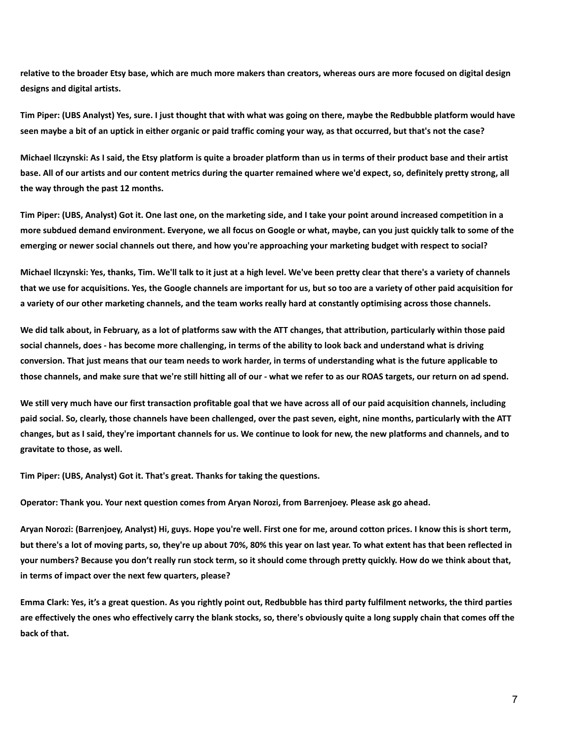**relative to the broader Etsy base, which are much more makers than creators, whereas ours are more focused on digital design designs and digital artists.**

**Tim Piper: (UBS Analyst) Yes, sure. I just thought that with what was going on there, maybe the Redbubble platform would have seen maybe a bit of an uptick in either organic or paid traffic coming your way, as that occurred, but that's not the case?**

**Michael Ilczynski: As I said, the Etsy platform is quite a broader platform than us in terms of their product base and their artist base. All of our artists and our content metrics during the quarter remained where we'd expect, so, definitely pretty strong, all the way through the past 12 months.**

**Tim Piper: (UBS, Analyst) Got it. One last one, on the marketing side, and I take your point around increased competition in a more subdued demand environment. Everyone, we all focus on Google or what, maybe, can you just quickly talk to some of the emerging or newer social channels out there, and how you're approaching your marketing budget with respect to social?**

**Michael Ilczynski: Yes, thanks, Tim. We'll talk to it just at a high level. We've been pretty clear that there's a variety of channels that we use for acquisitions. Yes, the Google channels are important for us, but so too are a variety of other paid acquisition for a variety of our other marketing channels, and the team works really hard at constantly optimising across those channels.**

**We did talk about, in February, as a lot of platforms saw with the ATT changes, that attribution, particularly within those paid social channels, does - has become more challenging, in terms of the ability to look back and understand what is driving conversion. That just means that our team needs to work harder, in terms of understanding what is the future applicable to those channels, and make sure that we're still hitting all of our - what we refer to as our ROAS targets, our return on ad spend.**

**We still very much have our first transaction profitable goal that we have across all of our paid acquisition channels, including paid social. So, clearly, those channels have been challenged, over the past seven, eight, nine months, particularly with the ATT changes, but as I said, they're important channels for us. We continue to look for new, the new platforms and channels, and to gravitate to those, as well.**

**Tim Piper: (UBS, Analyst) Got it. That's great. Thanks for taking the questions.**

**Operator: Thank you. Your next question comes from Aryan Norozi, from Barrenjoey. Please ask go ahead.**

**Aryan Norozi: (Barrenjoey, Analyst) Hi, guys. Hope you're well. First one for me, around cotton prices. I know this is short term, but there's a lot of moving parts, so, they're up about 70%, 80% this year on last year. To what extent has that been reflected in your numbers? Because you don't really run stock term, so it should come through pretty quickly. How do we think about that, in terms of impact over the next few quarters, please?**

**Emma Clark: Yes, it's a great question. As you rightly point out, Redbubble has third party fulfilment networks, the third parties are effectively the ones who effectively carry the blank stocks, so, there's obviously quite a long supply chain that comes off the back of that.**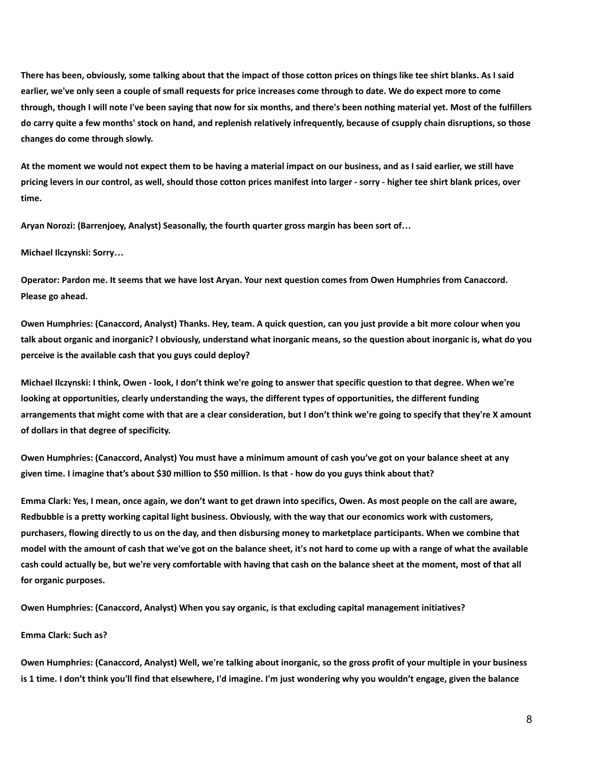**There has been, obviously, some talking about that the impact of those cotton prices on things like tee shirt blanks. As I said earlier, we've only seen a couple of small requests for price increases come through to date. We do expect more to come through, though I will note I've been saying that now for six months, and there's been nothing material yet. Most of the fulfillers do carry quite a few months' stock on hand, and replenish relatively infrequently, because of csupply chain disruptions, so those changes do come through slowly.**

**At the moment we would not expect them to be having a material impact on our business, and as I said earlier, we still have pricing levers in our control, as well, should those cotton prices manifest into larger - sorry - higher tee shirt blank prices, over time.**

**Aryan Norozi: (Barrenjoey, Analyst) Seasonally, the fourth quarter gross margin has been sort of…**

**Michael Ilczynski: Sorry…**

**Operator: Pardon me. It seems that we have lost Aryan. Your next question comes from Owen Humphries from Canaccord. Please go ahead.**

**Owen Humphries: (Canaccord, Analyst) Thanks. Hey, team. A quick question, can you just provide a bit more colour when you talk about organic and inorganic? I obviously, understand what inorganic means, so the question about inorganic is, what do you perceive is the available cash that you guys could deploy?**

**Michael Ilczynski: I think, Owen - look, I don't think we're going to answer that specific question to that degree. When we're looking at opportunities, clearly understanding the ways, the different types of opportunities, the different funding arrangements that might come with that are a clear consideration, but I don't think we're going to specify that they're X amount of dollars in that degree of specificity.**

**Owen Humphries: (Canaccord, Analyst) You must have a minimum amount of cash you've got on your balance sheet at any given time. I imagine that's about $30 million to $50 million. Is that - how do you guys think about that?**

**Emma Clark: Yes, I mean, once again, we don't want to get drawn into specifics, Owen. As most people on the call are aware, Redbubble is a pretty working capital light business. Obviously, with the way that our economics work with customers, purchasers, flowing directly to us on the day, and then disbursing money to marketplace participants. When we combine that model with the amount of cash that we've got on the balance sheet, it's not hard to come up with a range of what the available cash could actually be, but we're very comfortable with having that cash on the balance sheet at the moment, most of that all for organic purposes.**

**Owen Humphries: (Canaccord, Analyst) When you say organic, is that excluding capital management initiatives?**

**Emma Clark: Such as?**

**Owen Humphries: (Canaccord, Analyst) Well, we're talking about inorganic, so the gross profit of your multiple in your business is 1 time. I don't think you'll find that elsewhere, I'd imagine. I'm just wondering why you wouldn't engage, given the balance**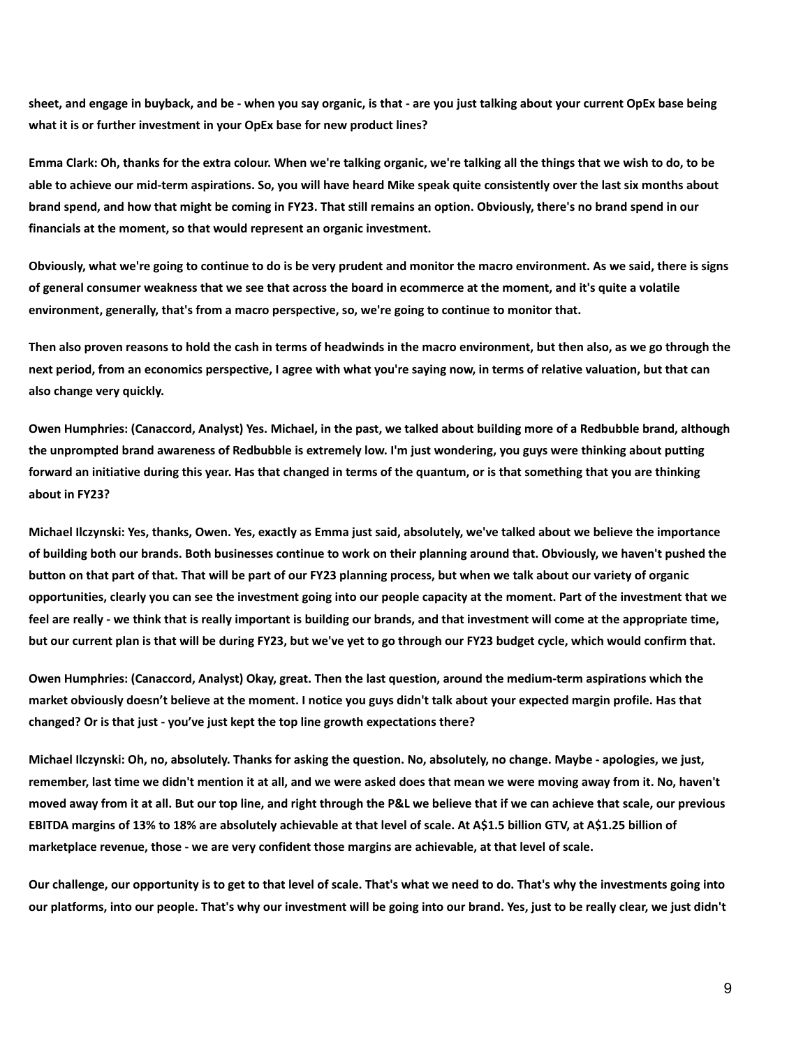**sheet, and engage in buyback, and be - when you say organic, is that - are you just talking about your current OpEx base being what it is or further investment in your OpEx base for new product lines?**

**Emma Clark: Oh, thanks for the extra colour. When we're talking organic, we're talking all the things that we wish to do, to be able to achieve our mid-term aspirations. So, you will have heard Mike speak quite consistently over the last six months about brand spend, and how that might be coming in FY23. That still remains an option. Obviously, there's no brand spend in our financials at the moment, so that would represent an organic investment.**

**Obviously, what we're going to continue to do is be very prudent and monitor the macro environment. As we said, there is signs of general consumer weakness that we see that across the board in ecommerce at the moment, and it's quite a volatile environment, generally, that's from a macro perspective, so, we're going to continue to monitor that.**

**Then also proven reasons to hold the cash in terms of headwinds in the macro environment, but then also, as we go through the next period, from an economics perspective, I agree with what you're saying now, in terms of relative valuation, but that can also change very quickly.**

**Owen Humphries: (Canaccord, Analyst) Yes. Michael, in the past, we talked about building more of a Redbubble brand, although the unprompted brand awareness of Redbubble is extremely low. I'm just wondering, you guys were thinking about putting forward an initiative during this year. Has that changed in terms of the quantum, or is that something that you are thinking about in FY23?**

**Michael Ilczynski: Yes, thanks, Owen. Yes, exactly as Emma just said, absolutely, we've talked about we believe the importance of building both our brands. Both businesses continue to work on their planning around that. Obviously, we haven't pushed the button on that part of that. That will be part of our FY23 planning process, but when we talk about our variety of organic opportunities, clearly you can see the investment going into our people capacity at the moment. Part of the investment that we feel are really - we think that is really important is building our brands, and that investment will come at the appropriate time, but our current plan is that will be during FY23, but we've yet to go through our FY23 budget cycle, which would confirm that.**

**Owen Humphries: (Canaccord, Analyst) Okay, great. Then the last question, around the medium-term aspirations which the market obviously doesn't believe at the moment. I notice you guys didn't talk about your expected margin profile. Has that changed? Or is that just - you've just kept the top line growth expectations there?**

**Michael Ilczynski: Oh, no, absolutely. Thanks for asking the question. No, absolutely, no change. Maybe - apologies, we just, remember, last time we didn't mention it at all, and we were asked does that mean we were moving away from it. No, haven't moved away from it at all. But our top line, and right through the P&L we believe that if we can achieve that scale, our previous EBITDA margins of 13% to 18% are absolutely achievable at that level of scale. At A$1.5 billion GTV, at A$1.25 billion of marketplace revenue, those - we are very confident those margins are achievable, at that level of scale.**

**Our challenge, our opportunity is to get to that level of scale. That's what we need to do. That's why the investments going into our platforms, into our people. That's why our investment will be going into our brand. Yes, just to be really clear, we just didn't**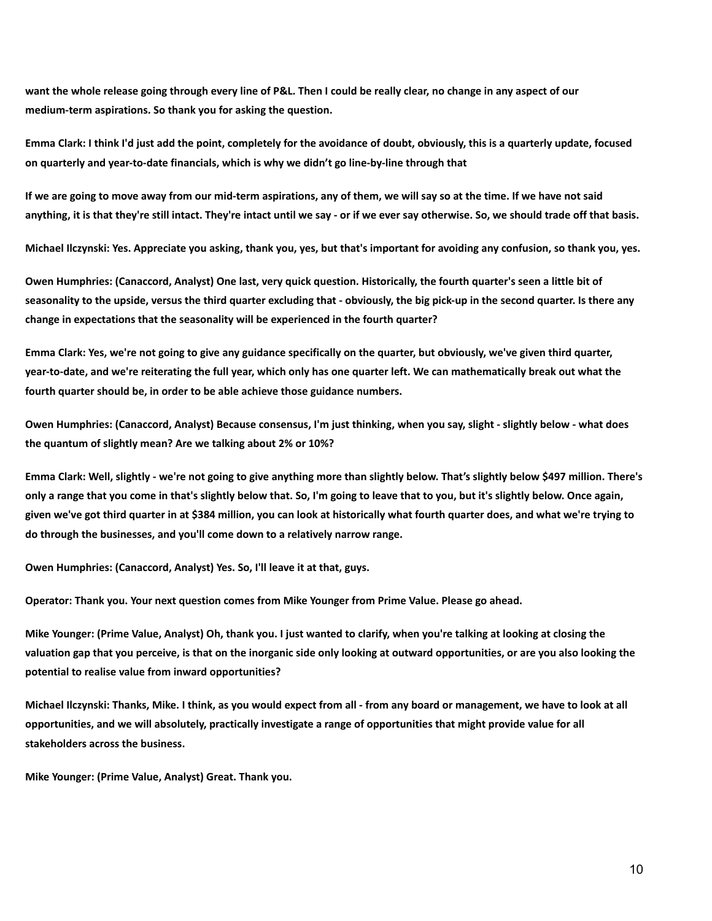**want the whole release going through every line of P&L. Then I could be really clear, no change in any aspect of our medium-term aspirations. So thank you for asking the question.**

**Emma Clark: I think I'd just add the point, completely for the avoidance of doubt, obviously, this is a quarterly update, focused on quarterly and year-to-date financials, which is why we didn't go line-by-line through that**

**If we are going to move away from our mid-term aspirations, any of them, we will say so at the time. If we have not said anything, it is that they're still intact. They're intact until we say - or if we ever say otherwise. So, we should trade off that basis.**

**Michael Ilczynski: Yes. Appreciate you asking, thank you, yes, but that's important for avoiding any confusion, so thank you, yes.**

**Owen Humphries: (Canaccord, Analyst) One last, very quick question. Historically, the fourth quarter's seen a little bit of seasonality to the upside, versus the third quarter excluding that - obviously, the big pick-up in the second quarter. Is there any change in expectations that the seasonality will be experienced in the fourth quarter?**

**Emma Clark: Yes, we're not going to give any guidance specifically on the quarter, but obviously, we've given third quarter, year-to-date, and we're reiterating the full year, which only has one quarter left. We can mathematically break out what the fourth quarter should be, in order to be able achieve those guidance numbers.**

**Owen Humphries: (Canaccord, Analyst) Because consensus, I'm just thinking, when you say, slight - slightly below - what does the quantum of slightly mean? Are we talking about 2% or 10%?**

**Emma Clark: Well, slightly - we're not going to give anything more than slightly below. That's slightly below $497 million. There's only a range that you come in that's slightly below that. So, I'm going to leave that to you, but it's slightly below. Once again, given we've got third quarter in at $384 million, you can look at historically what fourth quarter does, and what we're trying to do through the businesses, and you'll come down to a relatively narrow range.**

**Owen Humphries: (Canaccord, Analyst) Yes. So, I'll leave it at that, guys.**

**Operator: Thank you. Your next question comes from Mike Younger from Prime Value. Please go ahead.**

**Mike Younger: (Prime Value, Analyst) Oh, thank you. I just wanted to clarify, when you're talking at looking at closing the valuation gap that you perceive, is that on the inorganic side only looking at outward opportunities, or are you also looking the potential to realise value from inward opportunities?**

**Michael Ilczynski: Thanks, Mike. I think, as you would expect from all - from any board or management, we have to look at all opportunities, and we will absolutely, practically investigate a range of opportunities that might provide value for all stakeholders across the business.**

**Mike Younger: (Prime Value, Analyst) Great. Thank you.**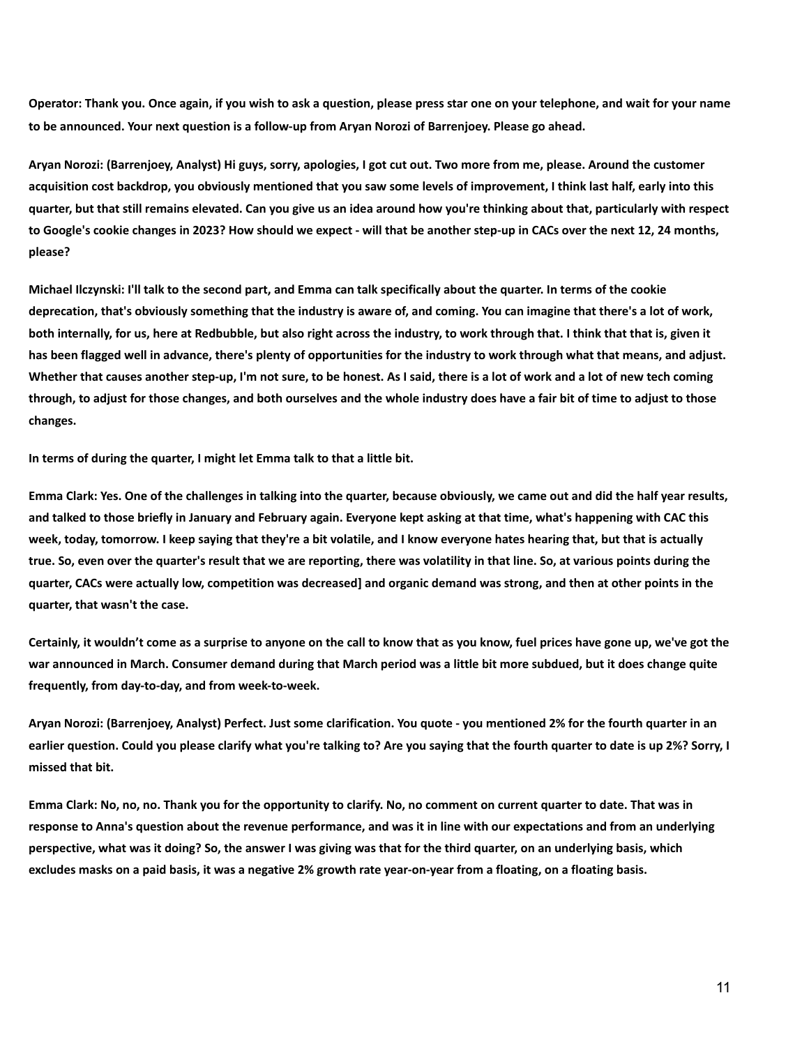**Operator: Thank you. Once again, if you wish to ask a question, please press star one on your telephone, and wait for your name to be announced. Your next question is a follow-up from Aryan Norozi of Barrenjoey. Please go ahead.**

**Aryan Norozi: (Barrenjoey, Analyst) Hi guys, sorry, apologies, I got cut out. Two more from me, please. Around the customer acquisition cost backdrop, you obviously mentioned that you saw some levels of improvement, I think last half, early into this quarter, but that still remains elevated. Can you give us an idea around how you're thinking about that, particularly with respect to Google's cookie changes in 2023? How should we expect - will that be another step-up in CACs over the next 12, 24 months, please?**

**Michael Ilczynski: I'll talk to the second part, and Emma can talk specifically about the quarter. In terms of the cookie deprecation, that's obviously something that the industry is aware of, and coming. You can imagine that there's a lot of work, both internally, for us, here at Redbubble, but also right across the industry, to work through that. I think that that is, given it has been flagged well in advance, there's plenty of opportunities for the industry to work through what that means, and adjust. Whether that causes another step-up, I'm not sure, to be honest. As I said, there is a lot of work and a lot of new tech coming through, to adjust for those changes, and both ourselves and the whole industry does have a fair bit of time to adjust to those changes.**

**In terms of during the quarter, I might let Emma talk to that a little bit.**

**Emma Clark: Yes. One of the challenges in talking into the quarter, because obviously, we came out and did the half year results, and talked to those briefly in January and February again. Everyone kept asking at that time, what's happening with CAC this week, today, tomorrow. I keep saying that they're a bit volatile, and I know everyone hates hearing that, but that is actually true. So, even over the quarter's result that we are reporting, there was volatility in that line. So, at various points during the quarter, CACs were actually low, competition was decreased] and organic demand was strong, and then at other points in the quarter, that wasn't the case.**

**Certainly, it wouldn't come as a surprise to anyone on the call to know that as you know, fuel prices have gone up, we've got the war announced in March. Consumer demand during that March period was a little bit more subdued, but it does change quite frequently, from day-to-day, and from week-to-week.**

**Aryan Norozi: (Barrenjoey, Analyst) Perfect. Just some clarification. You quote - you mentioned 2% for the fourth quarter in an earlier question. Could you please clarify what you're talking to? Are you saying that the fourth quarter to date is up 2%? Sorry, I missed that bit.**

**Emma Clark: No, no, no. Thank you for the opportunity to clarify. No, no comment on current quarter to date. That was in response to Anna's question about the revenue performance, and was it in line with our expectations and from an underlying perspective, what was it doing? So, the answer I was giving was that for the third quarter, on an underlying basis, which excludes masks on a paid basis, it was a negative 2% growth rate year-on-year from a floating, on a floating basis.**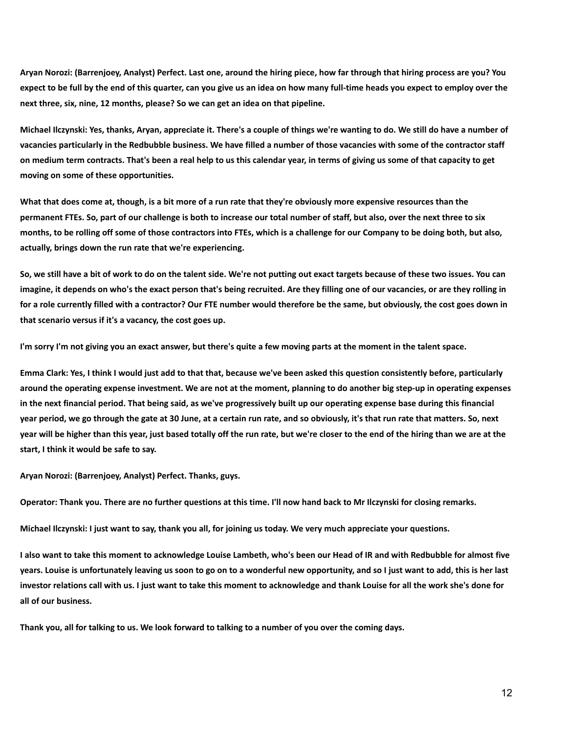**Aryan Norozi: (Barrenjoey, Analyst) Perfect. Last one, around the hiring piece, how far through that hiring process are you? You expect to be full by the end of this quarter, can you give us an idea on how many full-time heads you expect to employ over the next three, six, nine, 12 months, please? So we can get an idea on that pipeline.**

**Michael Ilczynski: Yes, thanks, Aryan, appreciate it. There's a couple of things we're wanting to do. We still do have a number of vacancies particularly in the Redbubble business. We have filled a number of those vacancies with some of the contractor staff on medium term contracts. That's been a real help to us this calendar year, in terms of giving us some of that capacity to get moving on some of these opportunities.**

**What that does come at, though, is a bit more of a run rate that they're obviously more expensive resources than the permanent FTEs. So, part of our challenge is both to increase our total number of staff, but also, over the next three to six months, to be rolling off some of those contractors into FTEs, which is a challenge for our Company to be doing both, but also, actually, brings down the run rate that we're experiencing.**

**So, we still have a bit of work to do on the talent side. We're not putting out exact targets because of these two issues. You can imagine, it depends on who's the exact person that's being recruited. Are they filling one of our vacancies, or are they rolling in for a role currently filled with a contractor? Our FTE number would therefore be the same, but obviously, the cost goes down in that scenario versus if it's a vacancy, the cost goes up.**

**I'm sorry I'm not giving you an exact answer, but there's quite a few moving parts at the moment in the talent space.**

**Emma Clark: Yes, I think I would just add to that that, because we've been asked this question consistently before, particularly around the operating expense investment. We are not at the moment, planning to do another big step-up in operating expenses in the next financial period. That being said, as we've progressively built up our operating expense base during this financial year period, we go through the gate at 30 June, at a certain run rate, and so obviously, it's that run rate that matters. So, next year will be higher than this year, just based totally off the run rate, but we're closer to the end of the hiring than we are at the start, I think it would be safe to say.**

**Aryan Norozi: (Barrenjoey, Analyst) Perfect. Thanks, guys.**

**Operator: Thank you. There are no further questions at this time. I'll now hand back to Mr Ilczynski for closing remarks.**

**Michael Ilczynski: I just want to say, thank you all, for joining us today. We very much appreciate your questions.**

**I also want to take this moment to acknowledge Louise Lambeth, who's been our Head of IR and with Redbubble for almost five years. Louise is unfortunately leaving us soon to go on to a wonderful new opportunity, and so I just want to add, this is her last investor relations call with us. I just want to take this moment to acknowledge and thank Louise for all the work she's done for all of our business.**

**Thank you, all for talking to us. We look forward to talking to a number of you over the coming days.**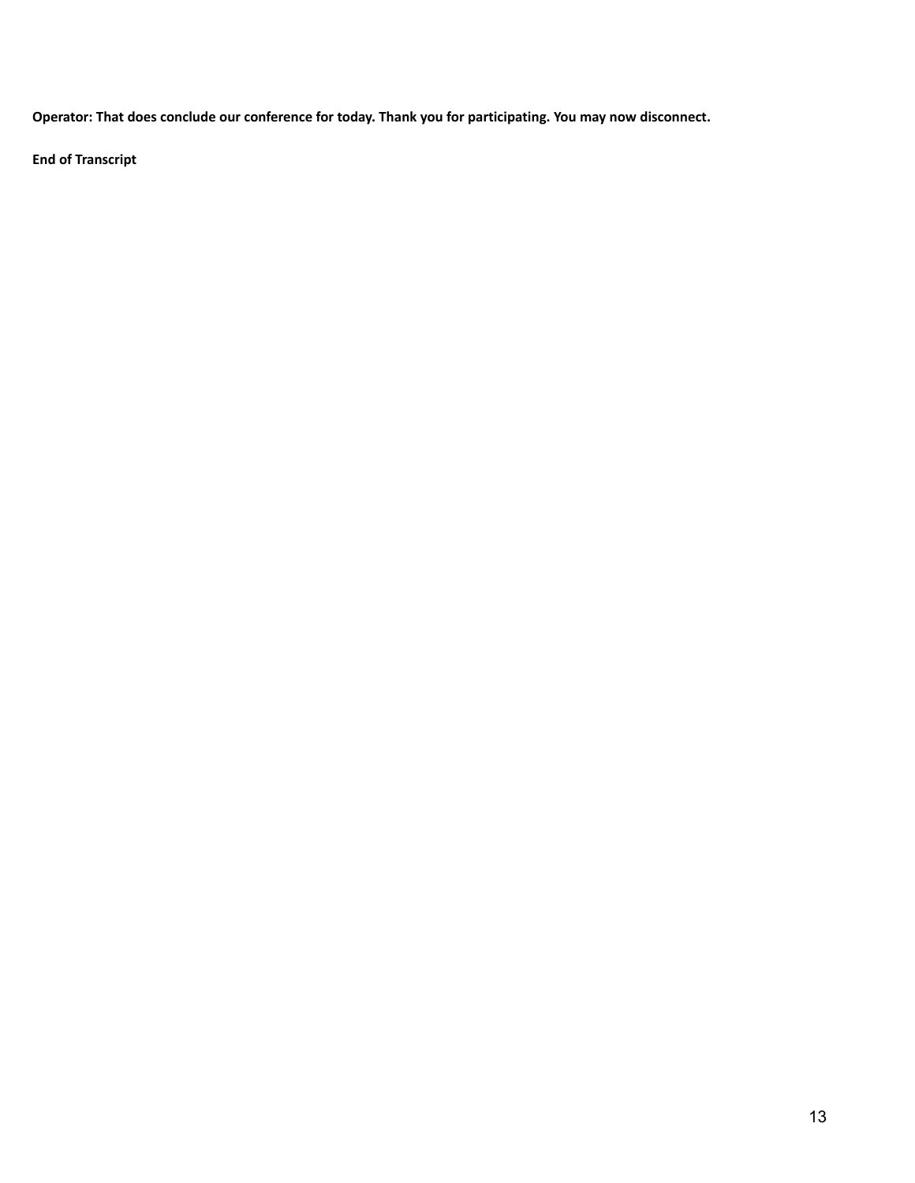**Operator: That does conclude our conference for today. Thank you for participating. You may now disconnect.**

**End of Transcript**